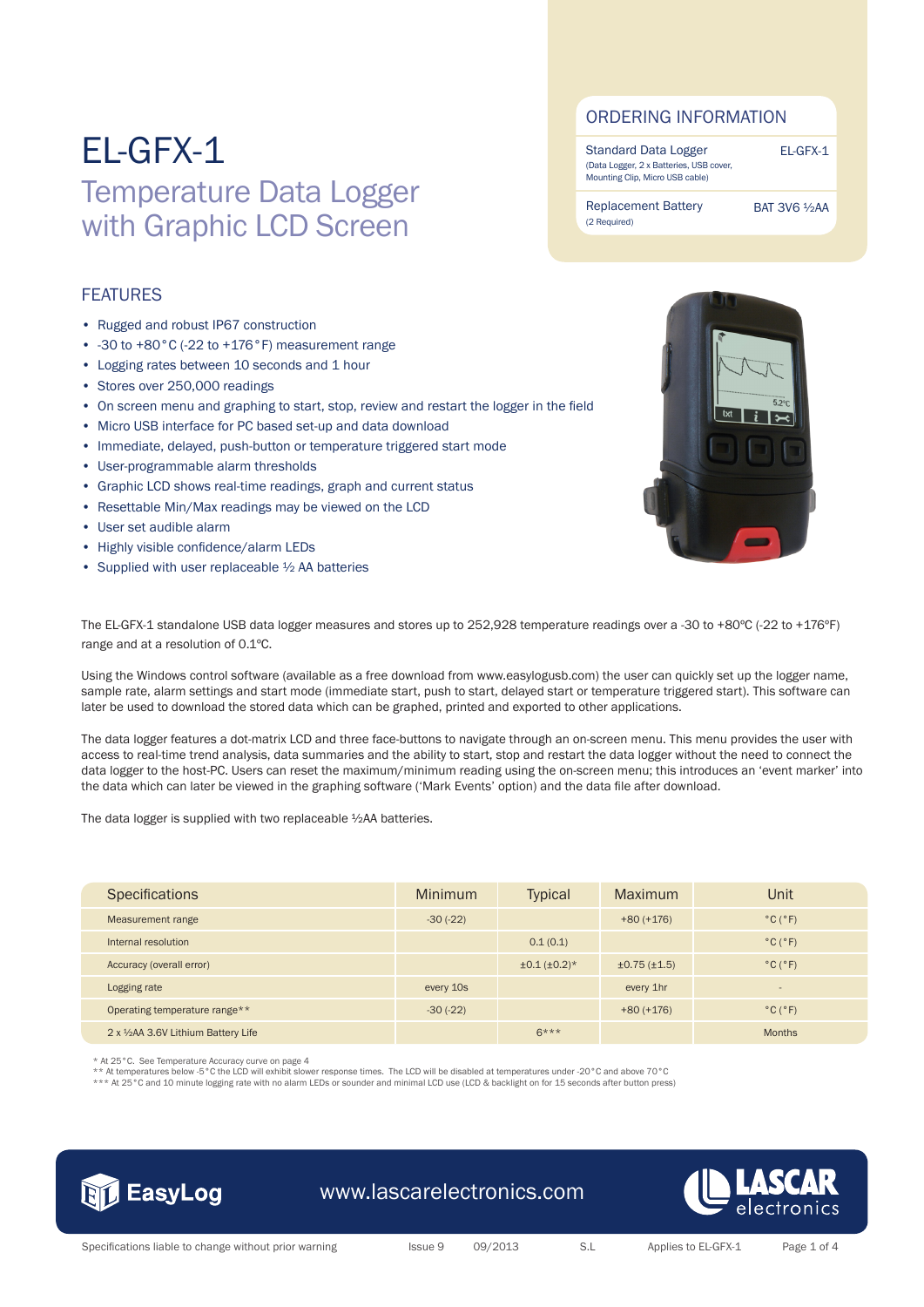# EL-GFX-1

## Temperature Data Logger with Graphic LCD Screen

## ORDERING INFORMATION

| | |
|---|---|
| Standard Data Logger (Data Logger, 2 x Batteries, USB cover, Mounting Clip, Micro USB cable) | EL-GFX-1 |
| Replacement Battery (2 Required) | BAT 3V6 ½AA |

## FEATURES

- Rugged and robust IP67 construction
- -30 to +80°C (-22 to +176°F) measurement range
- Logging rates between 10 seconds and 1 hour
- Stores over 250,000 readings
- On screen menu and graphing to start, stop, review and restart the logger in the field
- Micro USB interface for PC based set-up and data download
- Immediate, delayed, push-button or temperature triggered start mode
- User-programmable alarm thresholds
- Graphic LCD shows real-time readings, graph and current status
- Resettable Min/Max readings may be viewed on the LCD
- User set audible alarm
- Highly visible confidence/alarm LEDs
- Supplied with user replaceable ½ AA batteries

The EL-GFX-1 standalone USB data logger measures and stores up to 252,928 temperature readings over a -30 to +80ºC (-22 to +176ºF) range and at a resolution of 0.1ºC.

Using the Windows control software (available as a free download from www.easylogusb.com) the user can quickly set up the logger name, sample rate, alarm settings and start mode (immediate start, push to start, delayed start or temperature triggered start). This software can later be used to download the stored data which can be graphed, printed and exported to other applications.

The data logger features a dot-matrix LCD and three face-buttons to navigate through an on-screen menu. This menu provides the user with access to real-time trend analysis, data summaries and the ability to start, stop and restart the data logger without the need to connect the data logger to the host-PC. Users can reset the maximum/minimum reading using the on-screen menu; this introduces an 'event marker' into the data which can later be viewed in the graphing software ('Mark Events' option) and the data file after download.

The data logger is supplied with two replaceable ½AA batteries.

| Specifications | Minimum | Typical | Maximum | Unit |
|---|---|---|---|---|
| Measurement range | -30 (-22) | | +80 (+176) | °C (°F) |
| Internal resolution | | 0.1 (0.1) | | °C (°F) |
| Accuracy (overall error) | | ±0.1 (±0.2)* | ±0.75 (±1.5) | °C (°F) |
| Logging rate | every 10s | | every 1hr | - |
| Operating temperature range** | -30 (-22) | | +80 (+176) | °C (°F) |
| 2 x ½AA 3.6V Lithium Battery Life | | 6*** | | Months |

\* At 25°C. See Temperature Accuracy curve on page 4
\** At temperatures below -5°C the LCD will exhibit slower response times. The LCD will be disabled at temperatures under -20°C and above 70°C
\*** At 25°C and 10 minute logging rate with no alarm LEDs or sounder and minimal LCD use (LCD & backlight on for 15 seconds after button press)

EasyLog www.lascarelectronics.com LASCAR electronics

Specifications liable to change without prior warning Issue 9 09/2013 S.L Applies to EL-GFX-1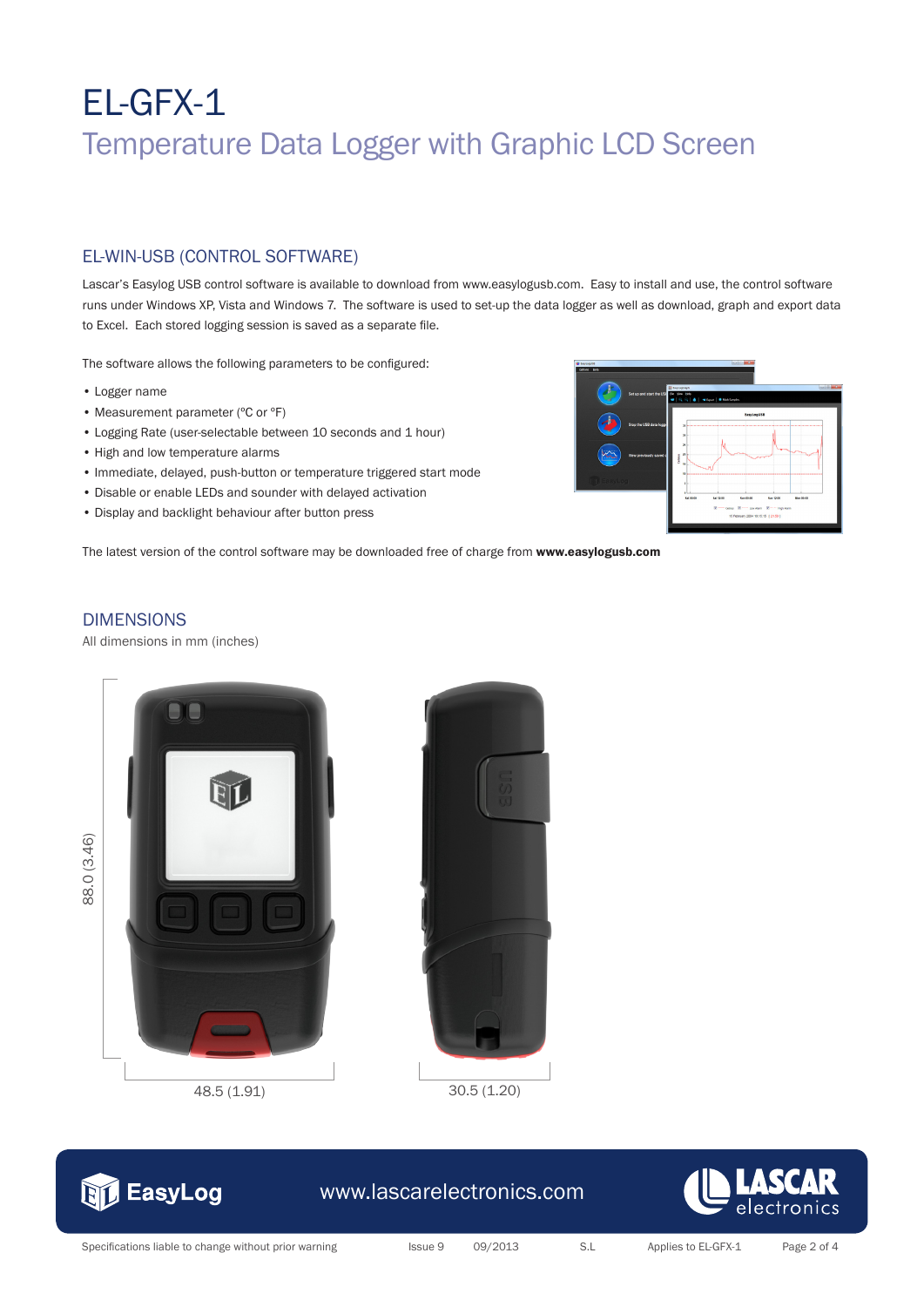# EL-GFX-1

## Temperature Data Logger with Graphic LCD Screen

### EL-WIN-USB (CONTROL SOFTWARE)

Lascar's Easylog USB control software is available to download from www.easylogusb.com. Easy to install and use, the control software runs under Windows XP, Vista and Windows 7. The software is used to set-up the data logger as well as download, graph and export data to Excel. Each stored logging session is saved as a separate file.

The software allows the following parameters to be configured:

- Logger name
- Measurement parameter (ºC or ºF)
- Logging Rate (user-selectable between 10 seconds and 1 hour)
- High and low temperature alarms
- Immediate, delayed, push-button or temperature triggered start mode
- Disable or enable LEDs and sounder with delayed activation
- Display and backlight behaviour after button press

The latest version of the control software may be downloaded free of charge from **www.easylogusb.com**

### DIMENSIONS

All dimensions in mm (inches)

88.0 (3.46)

48.5 (1.91)

30.5 (1.20)

EasyLog www.lascarelectronics.com LASCAR electronics

Specifications liable to change without prior warning Issue 9 09/2013 S.L Applies to EL-GFX-1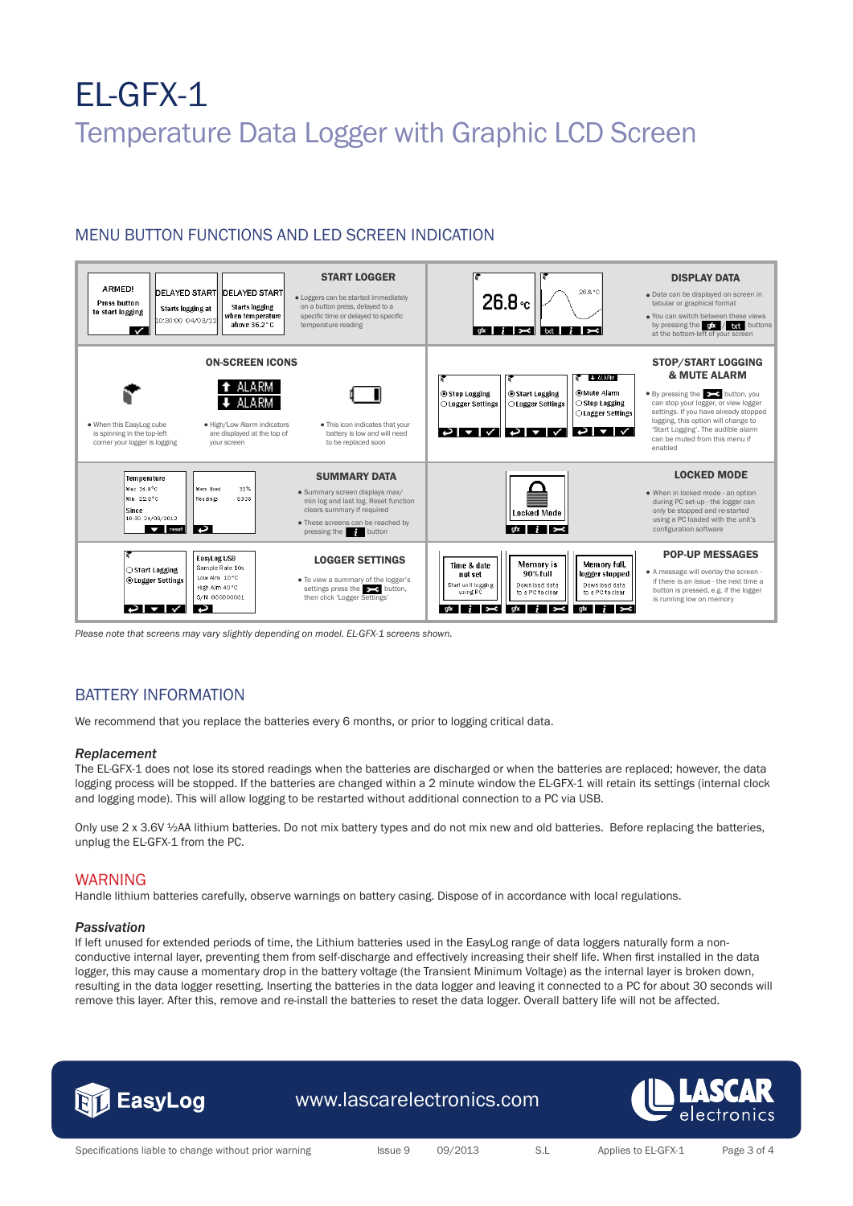# EL-GFX-1

## Temperature Data Logger with Graphic LCD Screen

### MENU BUTTON FUNCTIONS AND LED SCREEN INDICATION

**START LOGGER**

ARMED! Press button to start logging | DELAYED START Starts logging at 10:30:00 04/03/12 | DELAYED START Starts logging when temperature above 36.2°C

- Loggers can be started immediately on a button press, delayed to a specific time or delayed to specific temperature reading

**DISPLAY DATA**

- Data can be displayed on screen in tabular or graphical format
- You can switch between these views by pressing the gfx / txt buttons at the bottom-left of your screen

**ON-SCREEN ICONS**

- When this EasyLog cube is spinning in the top-left corner your logger is logging
- High/Low Alarm indicators are displayed at the top of your screen
- This icon indicates that your battery is low and will need to be replaced soon

**STOP/START LOGGING & MUTE ALARM**

- By pressing the button, you can stop your logger, or view logger settings. If you have already stopped logging, this option will change to 'Start Logging'. The audible alarm can be muted from this menu if enabled

**SUMMARY DATA**

Temperature Max 34.9°C Min 22.8°C Since 10:30 24/09/2012 | Mem Used 32% Reading 6336

- Summary screen displays max/min log and last log. Reset function clears summary if required
- These screens can be reached by pressing the i button

**LOCKED MODE**

- When in locked mode - an option during PC set-up - the logger can only be stopped and re-started using a PC loaded with the unit's configuration software

**LOGGER SETTINGS**

EasyLog USB Sample Rate 10s Low Alm 10°C High Alm 40°C S/N 000000001

- To view a summary of the logger's settings press the button, then click 'Logger Settings'

**POP-UP MESSAGES**

Time & date not set: Start unit logging using PC | Memory is 90% full: Download data to a PC to clear | Memory full, logger stopped: Download data to a PC to clear

- A message will overlay the screen - if there is an issue - the next time a button is pressed, e.g. if the logger is running low on memory

*Please note that screens may vary slightly depending on model. EL-GFX-1 screens shown.*

### BATTERY INFORMATION

We recommend that you replace the batteries every 6 months, or prior to logging critical data.

#### *Replacement*

The EL-GFX-1 does not lose its stored readings when the batteries are discharged or when the batteries are replaced; however, the data logging process will be stopped. If the batteries are changed within a 2 minute window the EL-GFX-1 will retain its settings (internal clock and logging mode). This will allow logging to be restarted without additional connection to a PC via USB.

Only use 2 x 3.6V ½AA lithium batteries. Do not mix battery types and do not mix new and old batteries. Before replacing the batteries, unplug the EL-GFX-1 from the PC.

### WARNING

Handle lithium batteries carefully, observe warnings on battery casing. Dispose of in accordance with local regulations.

#### *Passivation*

If left unused for extended periods of time, the Lithium batteries used in the EasyLog range of data loggers naturally form a non-conductive internal layer, preventing them from self-discharge and effectively increasing their shelf life. When first installed in the data logger, this may cause a momentary drop in the battery voltage (the Transient Minimum Voltage) as the internal layer is broken down, resulting in the data logger resetting. Inserting the batteries in the data logger and leaving it connected to a PC for about 30 seconds will remove this layer. After this, remove and re-install the batteries to reset the data logger. Overall battery life will not be affected.

EasyLog www.lascarelectronics.com LASCAR electronics

Specifications liable to change without prior warning Issue 9 09/2013 S.L Applies to EL-GFX-1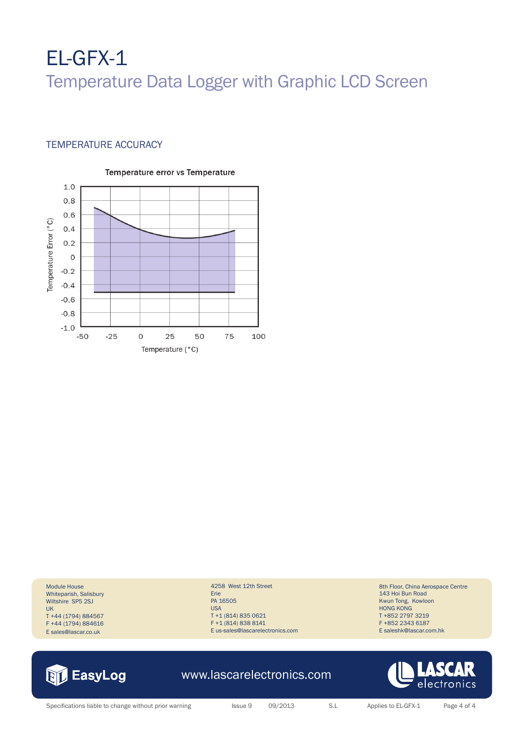# EL-GFX-1

## Temperature Data Logger with Graphic LCD Screen

### TEMPERATURE ACCURACY

Temperature error vs Temperature

Temperature Error (°C)

1.0
0.8
0.6
0.4
0.2
0
-0.2
-0.4
-0.6
-0.8
-1.0

-50 -25 0 25 50 75 100

Temperature (°C)

Module House
Whiteparish, Salisbury
Wiltshire SP5 2SJ
UK
T +44 (1794) 884567
F +44 (1794) 884616
E sales@lascar.co.uk

4258 West 12th Street
Erie
PA 16505
USA
T +1 (814) 835 0621
F +1 (814) 838 8141
E us-sales@lascarelectronics.com

8th Floor, China Aerospace Centre
143 Hoi Bun Road
Kwun Tong, Kowloon
HONG KONG
T +852 2797 3219
F +852 2343 6187
E saleshk@lascar.com.hk

EasyLog

www.lascarelectronics.com

LASCAR electronics

Specifications liable to change without prior warning Issue 9 09/2013 S.L Applies to EL-GFX-1